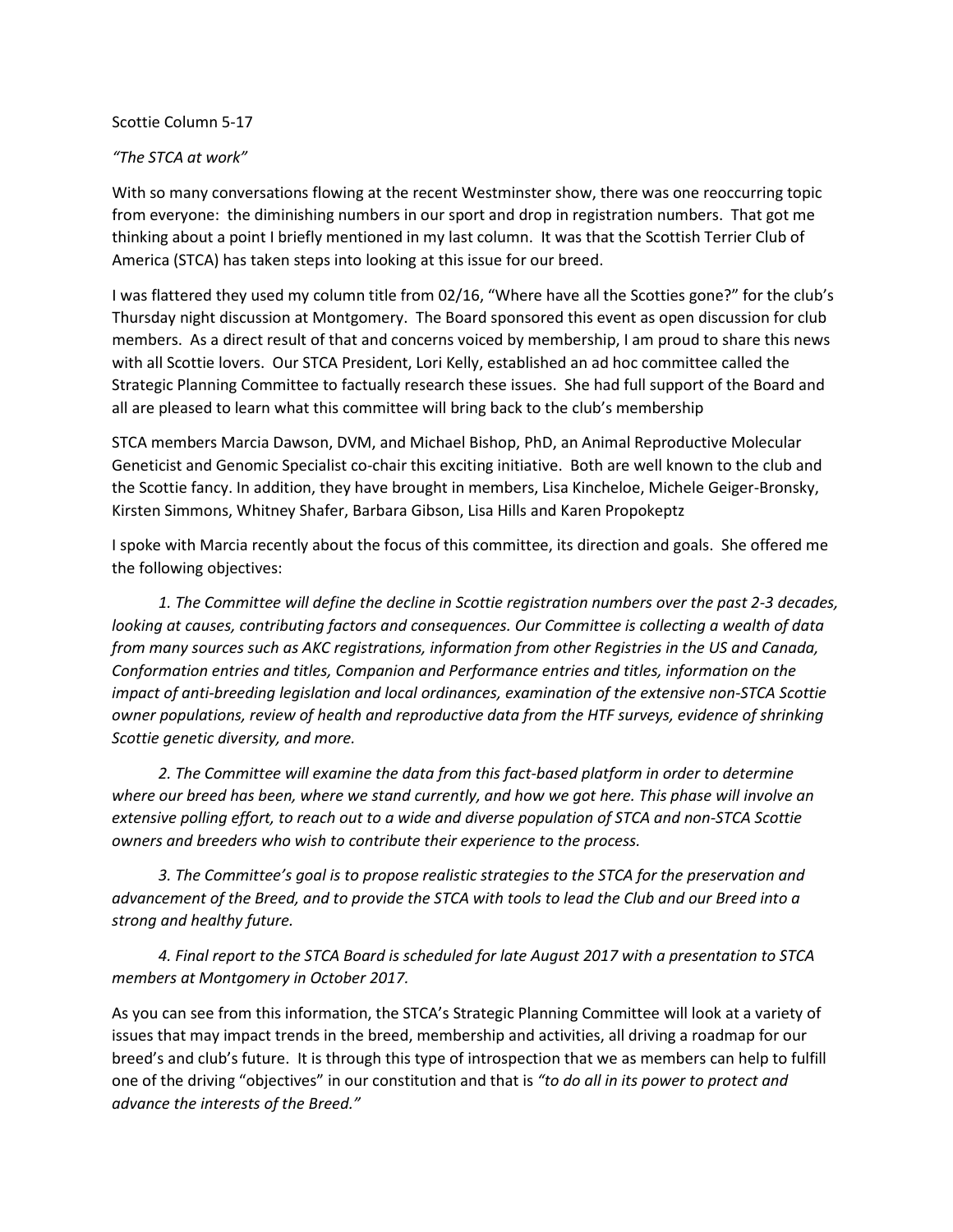Scottie Column 5-17

*"The STCA at work"*

With so many conversations flowing at the recent Westminster show, there was one reoccurring topic from everyone: the diminishing numbers in our sport and drop in registration numbers. That got me thinking about a point I briefly mentioned in my last column. It was that the Scottish Terrier Club of America (STCA) has taken steps into looking at this issue for our breed.

I was flattered they used my column title from 02/16, "Where have all the Scotties gone?" for the club's Thursday night discussion at Montgomery. The Board sponsored this event as open discussion for club members. As a direct result of that and concerns voiced by membership, I am proud to share this news with all Scottie lovers. Our STCA President, Lori Kelly, established an ad hoc committee called the Strategic Planning Committee to factually research these issues. She had full support of the Board and all are pleased to learn what this committee will bring back to the club's membership

STCA members Marcia Dawson, DVM, and Michael Bishop, PhD, an Animal Reproductive Molecular Geneticist and Genomic Specialist co-chair this exciting initiative. Both are well known to the club and the Scottie fancy. In addition, they have brought in members, Lisa Kincheloe, Michele Geiger-Bronsky, Kirsten Simmons, Whitney Shafer, Barbara Gibson, Lisa Hills and Karen Propokeptz

I spoke with Marcia recently about the focus of this committee, its direction and goals. She offered me the following objectives:

*1. The Committee will define the decline in Scottie registration numbers over the past 2-3 decades, looking at causes, contributing factors and consequences. Our Committee is collecting a wealth of data from many sources such as AKC registrations, information from other Registries in the US and Canada, Conformation entries and titles, Companion and Performance entries and titles, information on the impact of anti-breeding legislation and local ordinances, examination of the extensive non-STCA Scottie owner populations, review of health and reproductive data from the HTF surveys, evidence of shrinking Scottie genetic diversity, and more.*

*2. The Committee will examine the data from this fact-based platform in order to determine where our breed has been, where we stand currently, and how we got here. This phase will involve an extensive polling effort, to reach out to a wide and diverse population of STCA and non-STCA Scottie owners and breeders who wish to contribute their experience to the process.*

*3. The Committee's goal is to propose realistic strategies to the STCA for the preservation and advancement of the Breed, and to provide the STCA with tools to lead the Club and our Breed into a strong and healthy future.*

*4. Final report to the STCA Board is scheduled for late August 2017 with a presentation to STCA members at Montgomery in October 2017.*

As you can see from this information, the STCA's Strategic Planning Committee will look at a variety of issues that may impact trends in the breed, membership and activities, all driving a roadmap for our breed's and club's future. It is through this type of introspection that we as members can help to fulfill one of the driving "objectives" in our constitution and that is *"to do all in its power to protect and advance the interests of the Breed."*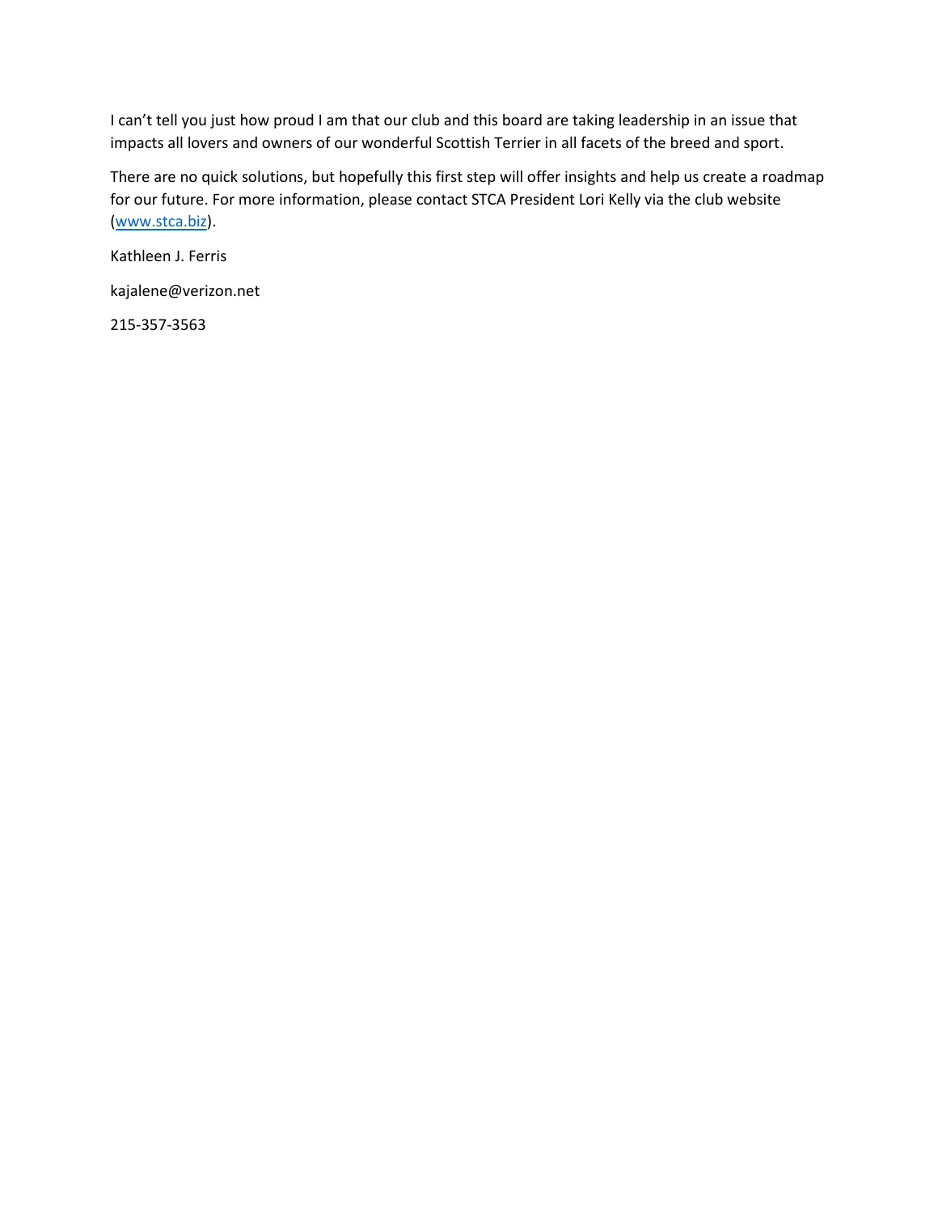I can't tell you just how proud I am that our club and this board are taking leadership in an issue that impacts all lovers and owners of our wonderful Scottish Terrier in all facets of the breed and sport.

There are no quick solutions, but hopefully this first step will offer insights and help us create a roadmap for our future. For more information, please contact STCA President Lori Kelly via the club website (www.stca.biz).

Kathleen J. Ferris

kajalene@verizon.net

215-357-3563